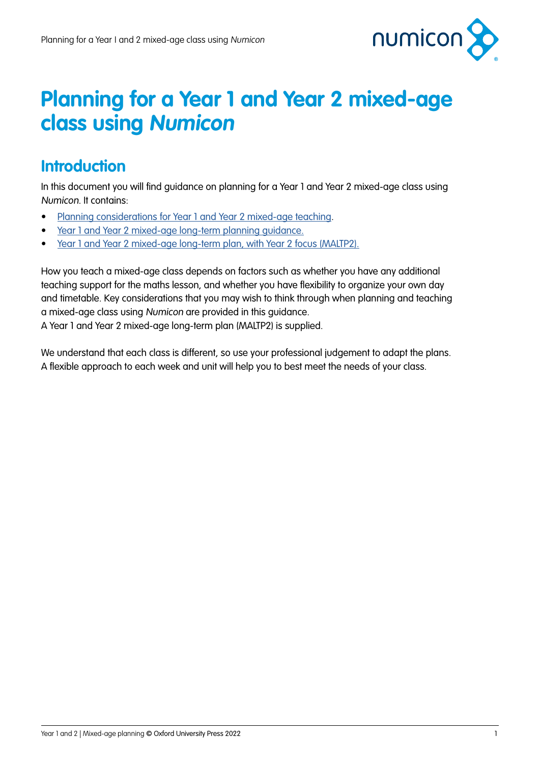# Planning for a Year 1 and Year 2 mixed-age class using *Numicon*

## Introduction

In this document you will find guidance on planning for a Year 1 and Year 2 mixed-age class using *Numicon*. It contains:

- Planning considerations for Year 1 and Year 2 mixed-age teaching.
- Year 1 and Year 2 mixed-age long-term planning guidance.
- Year 1 and Year 2 mixed-age long-term plan, with Year 2 focus (MALTP2).

How you teach a mixed-age class depends on factors such as whether you have any additional teaching support for the maths lesson, and whether you have flexibility to organize your own day and timetable. Key considerations that you may wish to think through when planning and teaching a mixed-age class using *Numicon* are provided in this guidance.
A Year 1 and Year 2 mixed-age long-term plan (MALTP2) is supplied.

We understand that each class is different, so use your professional judgement to adapt the plans. A flexible approach to each week and unit will help you to best meet the needs of your class.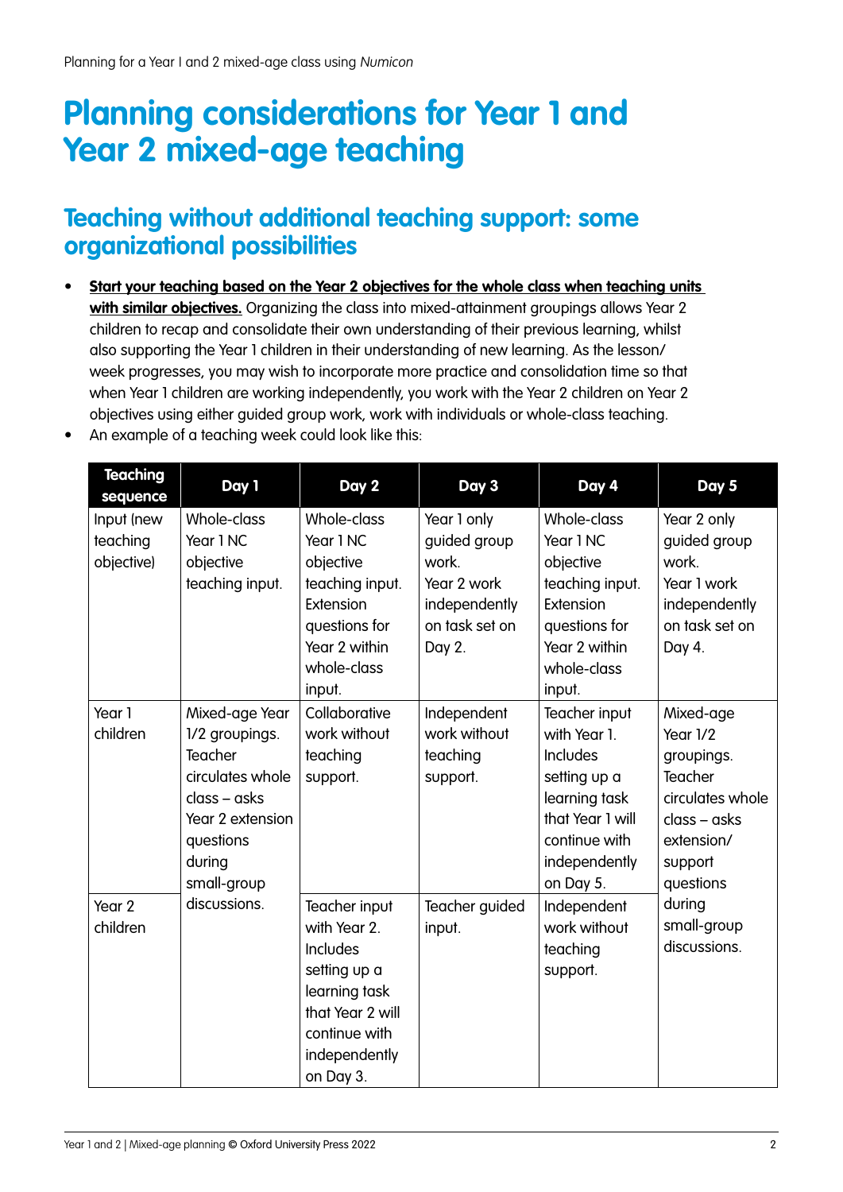# Planning considerations for Year 1 and Year 2 mixed-age teaching

## Teaching without additional teaching support: some organizational possibilities

- **Start your teaching based on the Year 2 objectives for the whole class when teaching units with similar objectives.** Organizing the class into mixed-attainment groupings allows Year 2 children to recap and consolidate their own understanding of their previous learning, whilst also supporting the Year 1 children in their understanding of new learning. As the lesson/ week progresses, you may wish to incorporate more practice and consolidation time so that when Year 1 children are working independently, you work with the Year 2 children on Year 2 objectives using either guided group work, work with individuals or whole-class teaching.
- An example of a teaching week could look like this:

| Teaching sequence | Day 1 | Day 2 | Day 3 | Day 4 | Day 5 |
|---|---|---|---|---|---|
| Input (new teaching objective) | Whole-class Year 1 NC objective teaching input. | Whole-class Year 1 NC objective teaching input. Extension questions for Year 2 within whole-class input. | Year 1 only guided group work. Year 2 work independently on task set on Day 2. | Whole-class Year 1 NC objective teaching input. Extension questions for Year 2 within whole-class input. | Year 2 only guided group work. Year 1 work independently on task set on Day 4. |
| Year 1 children | Mixed-age Year 1/2 groupings. Teacher circulates whole class – asks Year 2 extension questions during small-group discussions. | Collaborative work without teaching support. | Independent work without teaching support. | Teacher input with Year 1. Includes setting up a learning task that Year 1 will continue with independently on Day 5. | Mixed-age Year 1/2 groupings. Teacher circulates whole class – asks extension/ support questions during small-group discussions. |
| Year 2 children | | Teacher input with Year 2. Includes setting up a learning task that Year 2 will continue with independently on Day 3. | Teacher guided input. | Independent work without teaching support. | |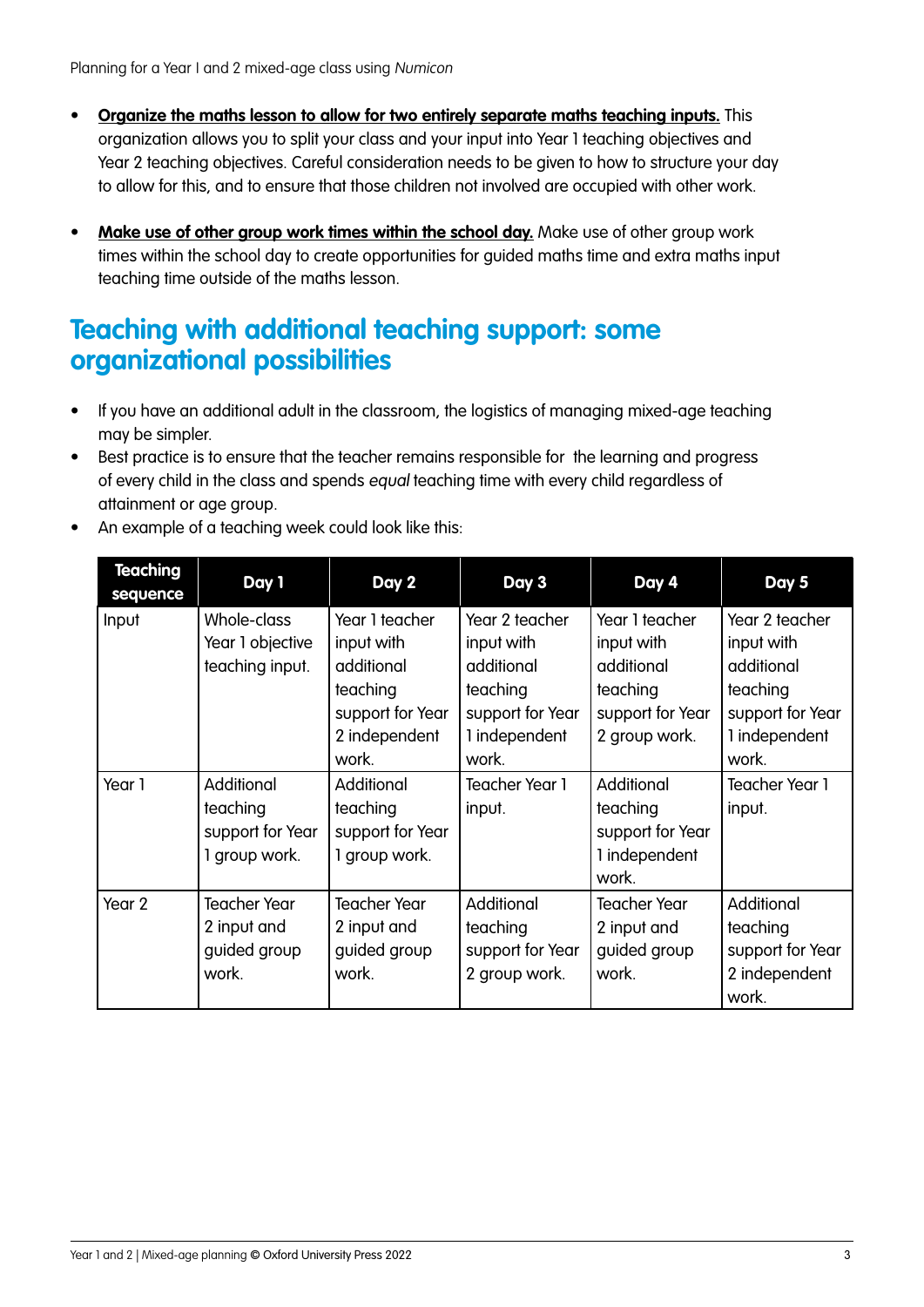- **Organize the maths lesson to allow for two entirely separate maths teaching inputs.** This organization allows you to split your class and your input into Year 1 teaching objectives and Year 2 teaching objectives. Careful consideration needs to be given to how to structure your day to allow for this, and to ensure that those children not involved are occupied with other work.

- **Make use of other group work times within the school day.** Make use of other group work times within the school day to create opportunities for guided maths time and extra maths input teaching time outside of the maths lesson.

## Teaching with additional teaching support: some organizational possibilities

- If you have an additional adult in the classroom, the logistics of managing mixed-age teaching may be simpler.
- Best practice is to ensure that the teacher remains responsible for the learning and progress of every child in the class and spends *equal* teaching time with every child regardless of attainment or age group.
- An example of a teaching week could look like this:

| Teaching sequence | Day 1 | Day 2 | Day 3 | Day 4 | Day 5 |
|---|---|---|---|---|---|
| Input | Whole-class Year 1 objective teaching input. | Year 1 teacher input with additional teaching support for Year 2 independent work. | Year 2 teacher input with additional teaching support for Year 1 independent work. | Year 1 teacher input with additional teaching support for Year 2 group work. | Year 2 teacher input with additional teaching support for Year 1 independent work. |
| Year 1 | Additional teaching support for Year 1 group work. | Additional teaching support for Year 1 group work. | Teacher Year 1 input. | Additional teaching support for Year 1 independent work. | Teacher Year 1 input. |
| Year 2 | Teacher Year 2 input and guided group work. | Teacher Year 2 input and guided group work. | Additional teaching support for Year 2 group work. | Teacher Year 2 input and guided group work. | Additional teaching support for Year 2 independent work. |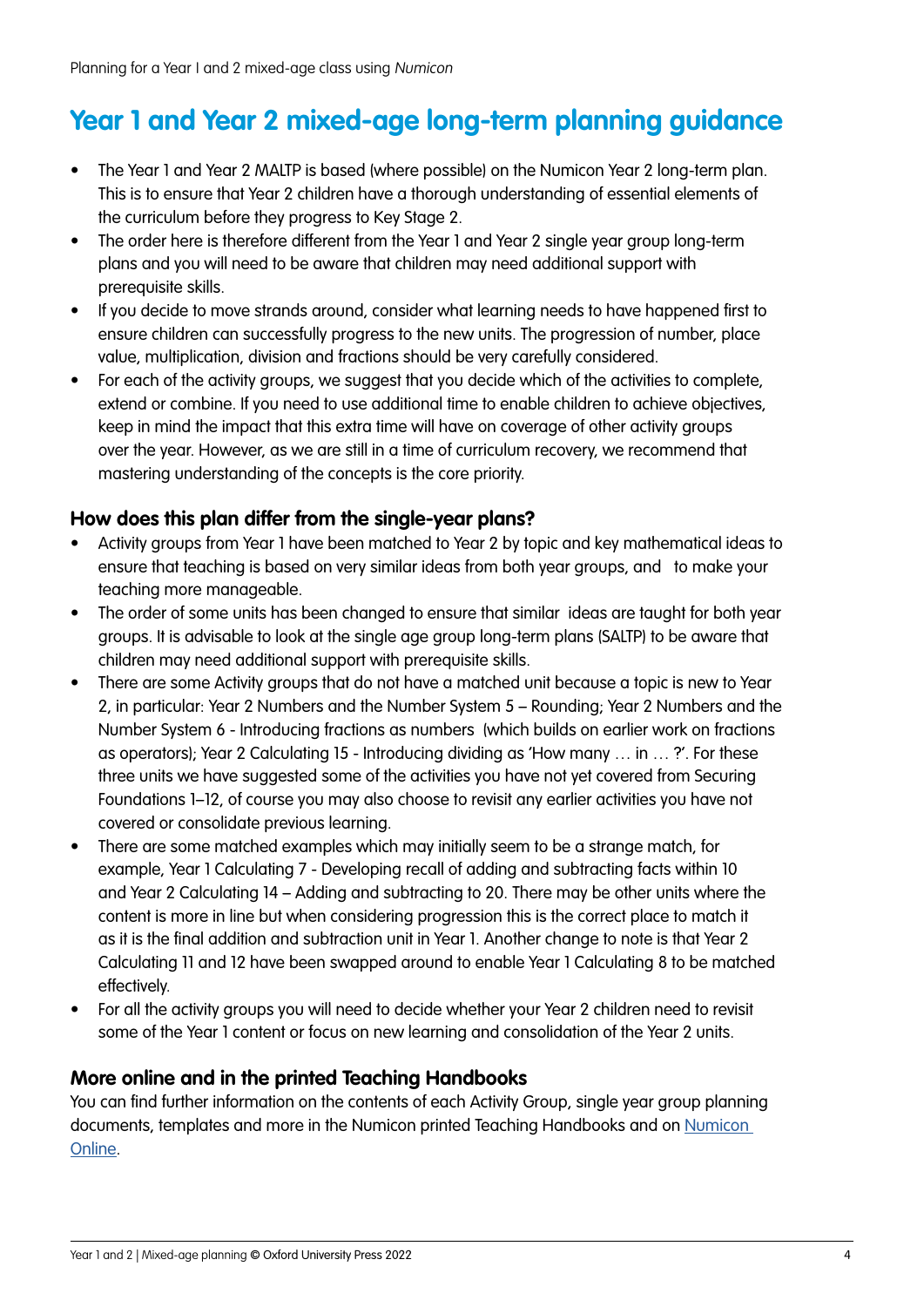# Year 1 and Year 2 mixed-age long-term planning guidance

- The Year 1 and Year 2 MALTP is based (where possible) on the Numicon Year 2 long-term plan. This is to ensure that Year 2 children have a thorough understanding of essential elements of the curriculum before they progress to Key Stage 2.
- The order here is therefore different from the Year 1 and Year 2 single year group long-term plans and you will need to be aware that children may need additional support with prerequisite skills.
- If you decide to move strands around, consider what learning needs to have happened first to ensure children can successfully progress to the new units. The progression of number, place value, multiplication, division and fractions should be very carefully considered.
- For each of the activity groups, we suggest that you decide which of the activities to complete, extend or combine. If you need to use additional time to enable children to achieve objectives, keep in mind the impact that this extra time will have on coverage of other activity groups over the year. However, as we are still in a time of curriculum recovery, we recommend that mastering understanding of the concepts is the core priority.

### How does this plan differ from the single-year plans?

- Activity groups from Year 1 have been matched to Year 2 by topic and key mathematical ideas to ensure that teaching is based on very similar ideas from both year groups, and to make your teaching more manageable.
- The order of some units has been changed to ensure that similar ideas are taught for both year groups. It is advisable to look at the single age group long-term plans (SALTP) to be aware that children may need additional support with prerequisite skills.
- There are some Activity groups that do not have a matched unit because a topic is new to Year 2, in particular: Year 2 Numbers and the Number System 5 – Rounding; Year 2 Numbers and the Number System 6 - Introducing fractions as numbers (which builds on earlier work on fractions as operators); Year 2 Calculating 15 - Introducing dividing as 'How many … in … ?'. For these three units we have suggested some of the activities you have not yet covered from Securing Foundations 1–12, of course you may also choose to revisit any earlier activities you have not covered or consolidate previous learning.
- There are some matched examples which may initially seem to be a strange match, for example, Year 1 Calculating 7 - Developing recall of adding and subtracting facts within 10 and Year 2 Calculating 14 – Adding and subtracting to 20. There may be other units where the content is more in line but when considering progression this is the correct place to match it as it is the final addition and subtraction unit in Year 1. Another change to note is that Year 2 Calculating 11 and 12 have been swapped around to enable Year 1 Calculating 8 to be matched effectively.
- For all the activity groups you will need to decide whether your Year 2 children need to revisit some of the Year 1 content or focus on new learning and consolidation of the Year 2 units.

### More online and in the printed Teaching Handbooks

You can find further information on the contents of each Activity Group, single year group planning documents, templates and more in the Numicon printed Teaching Handbooks and on Numicon Online.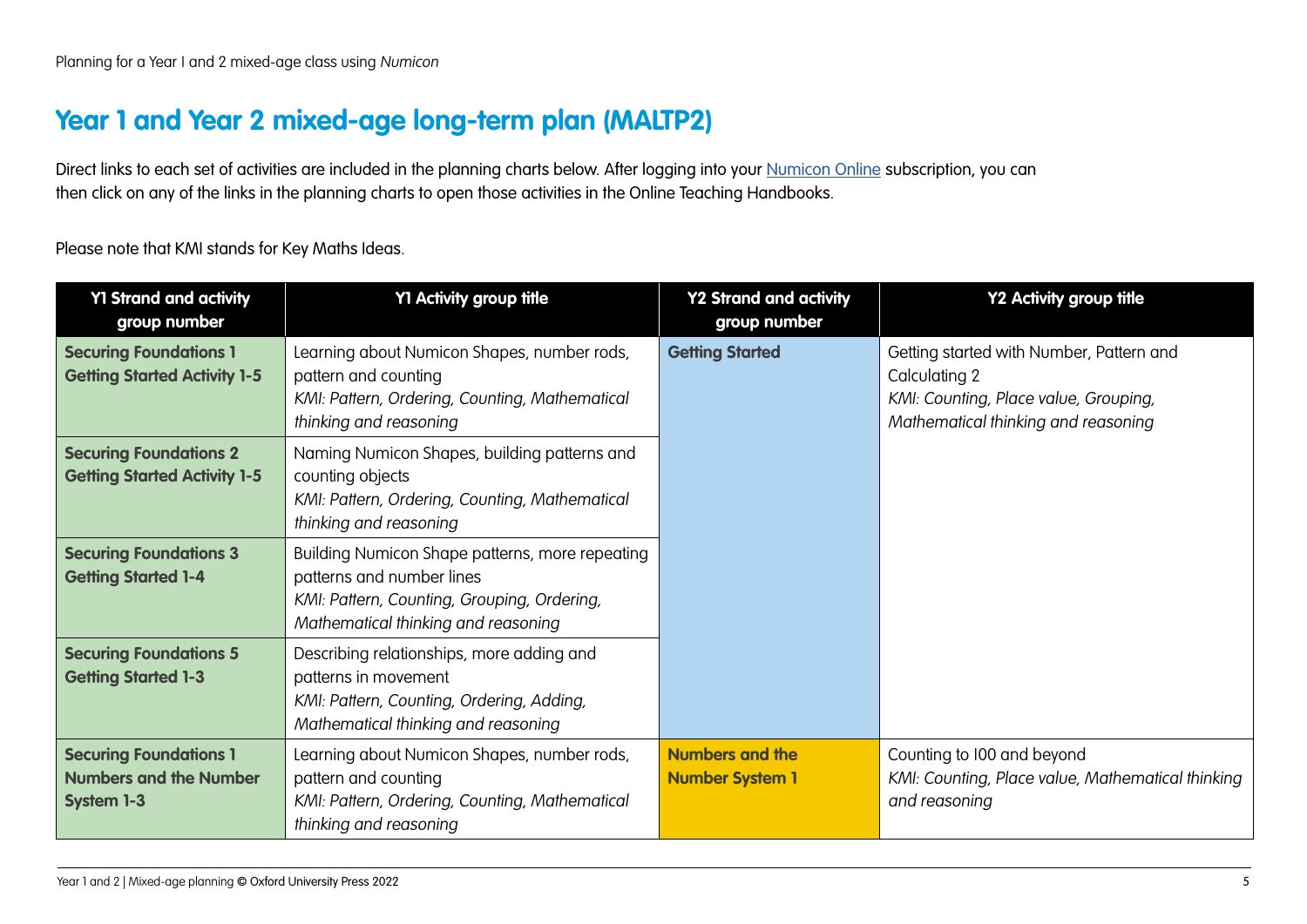## Year 1 and Year 2 mixed-age long-term plan (MALTP2)

Direct links to each set of activities are included in the planning charts below. After logging into your Numicon Online subscription, you can then click on any of the links in the planning charts to open those activities in the Online Teaching Handbooks.

Please note that KMI stands for Key Maths Ideas.

| Y1 Strand and activity group number | Y1 Activity group title | Y2 Strand and activity group number | Y2 Activity group title |
|---|---|---|---|
| **Securing Foundations 1 Getting Started Activity 1-5** | Learning about Numicon Shapes, number rods, pattern and counting *KMI: Pattern, Ordering, Counting, Mathematical thinking and reasoning* | **Getting Started** | Getting started with Number, Pattern and Calculating 2 *KMI: Counting, Place value, Grouping, Mathematical thinking and reasoning* |
| **Securing Foundations 2 Getting Started Activity 1-5** | Naming Numicon Shapes, building patterns and counting objects *KMI: Pattern, Ordering, Counting, Mathematical thinking and reasoning* | | |
| **Securing Foundations 3 Getting Started 1-4** | Building Numicon Shape patterns, more repeating patterns and number lines *KMI: Pattern, Counting, Grouping, Ordering, Mathematical thinking and reasoning* | | |
| **Securing Foundations 5 Getting Started 1-3** | Describing relationships, more adding and patterns in movement *KMI: Pattern, Counting, Ordering, Adding, Mathematical thinking and reasoning* | | |
| **Securing Foundations 1 Numbers and the Number System 1-3** | Learning about Numicon Shapes, number rods, pattern and counting *KMI: Pattern, Ordering, Counting, Mathematical thinking and reasoning* | **Numbers and the Number System 1** | Counting to 100 and beyond *KMI: Counting, Place value, Mathematical thinking and reasoning* |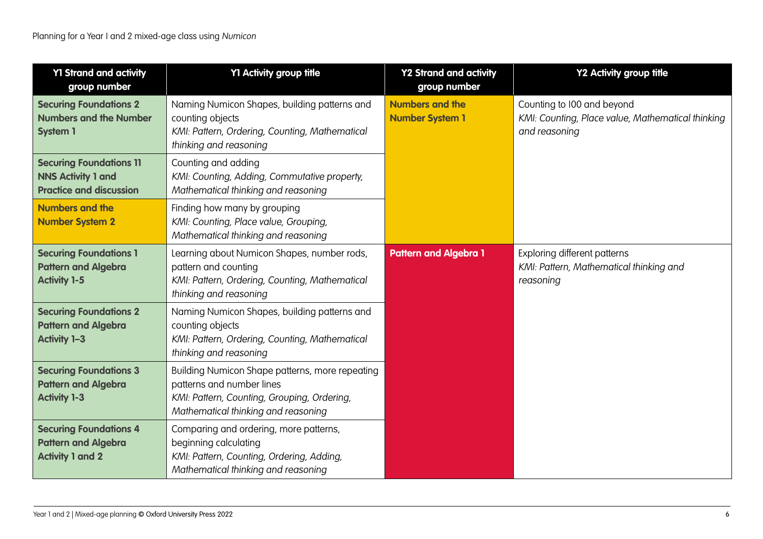| Y1 Strand and activity group number | Y1 Activity group title | Y2 Strand and activity group number | Y2 Activity group title |
|---|---|---|---|
| **Securing Foundations 2 Numbers and the Number System 1** | Naming Numicon Shapes, building patterns and counting objects *KMI: Pattern, Ordering, Counting, Mathematical thinking and reasoning* | **Numbers and the Number System 1** | Counting to 100 and beyond *KMI: Counting, Place value, Mathematical thinking and reasoning* |
| **Securing Foundations 11 NNS Activity 1 and Practice and discussion** | Counting and adding *KMI: Counting, Adding, Commutative property, Mathematical thinking and reasoning* | | |
| **Numbers and the Number System 2** | Finding how many by grouping *KMI: Counting, Place value, Grouping, Mathematical thinking and reasoning* | | |
| **Securing Foundations 1 Pattern and Algebra Activity 1-5** | Learning about Numicon Shapes, number rods, pattern and counting *KMI: Pattern, Ordering, Counting, Mathematical thinking and reasoning* | **Pattern and Algebra 1** | Exploring different patterns *KMI: Pattern, Mathematical thinking and reasoning* |
| **Securing Foundations 2 Pattern and Algebra Activity 1–3** | Naming Numicon Shapes, building patterns and counting objects *KMI: Pattern, Ordering, Counting, Mathematical thinking and reasoning* | | |
| **Securing Foundations 3 Pattern and Algebra Activity 1-3** | Building Numicon Shape patterns, more repeating patterns and number lines *KMI: Pattern, Counting, Grouping, Ordering, Mathematical thinking and reasoning* | | |
| **Securing Foundations 4 Pattern and Algebra Activity 1 and 2** | Comparing and ordering, more patterns, beginning calculating *KMI: Pattern, Counting, Ordering, Adding, Mathematical thinking and reasoning* | | |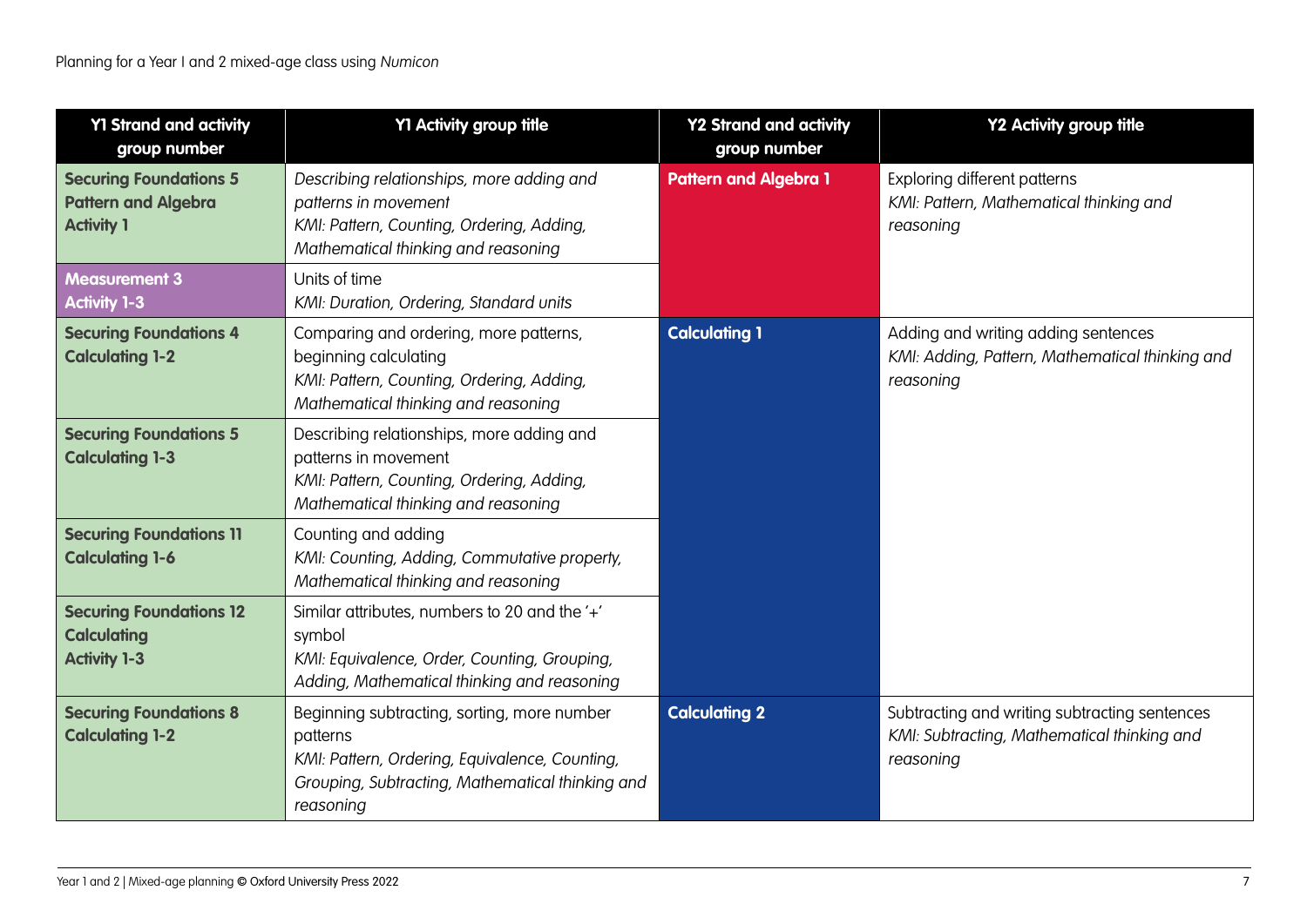| Y1 Strand and activity group number | Y1 Activity group title | Y2 Strand and activity group number | Y2 Activity group title |
|---|---|---|---|
| **Securing Foundations 5 Pattern and Algebra Activity 1** | *Describing relationships, more adding and patterns in movement*<br>*KMI: Pattern, Counting, Ordering, Adding, Mathematical thinking and reasoning* | **Pattern and Algebra 1** | Exploring different patterns<br>*KMI: Pattern, Mathematical thinking and reasoning* |
| **Measurement 3 Activity 1-3** | Units of time<br>*KMI: Duration, Ordering, Standard units* | | |
| **Securing Foundations 4 Calculating 1-2** | Comparing and ordering, more patterns, beginning calculating<br>*KMI: Pattern, Counting, Ordering, Adding, Mathematical thinking and reasoning* | **Calculating 1** | Adding and writing adding sentences<br>*KMI: Adding, Pattern, Mathematical thinking and reasoning* |
| **Securing Foundations 5 Calculating 1-3** | Describing relationships, more adding and patterns in movement<br>*KMI: Pattern, Counting, Ordering, Adding, Mathematical thinking and reasoning* | | |
| **Securing Foundations 11 Calculating 1-6** | Counting and adding<br>*KMI: Counting, Adding, Commutative property, Mathematical thinking and reasoning* | | |
| **Securing Foundations 12 Calculating Activity 1-3** | Similar attributes, numbers to 20 and the '+' symbol<br>*KMI: Equivalence, Order, Counting, Grouping, Adding, Mathematical thinking and reasoning* | | |
| **Securing Foundations 8 Calculating 1-2** | Beginning subtracting, sorting, more number patterns<br>*KMI: Pattern, Ordering, Equivalence, Counting, Grouping, Subtracting, Mathematical thinking and reasoning* | **Calculating 2** | Subtracting and writing subtracting sentences<br>*KMI: Subtracting, Mathematical thinking and reasoning* |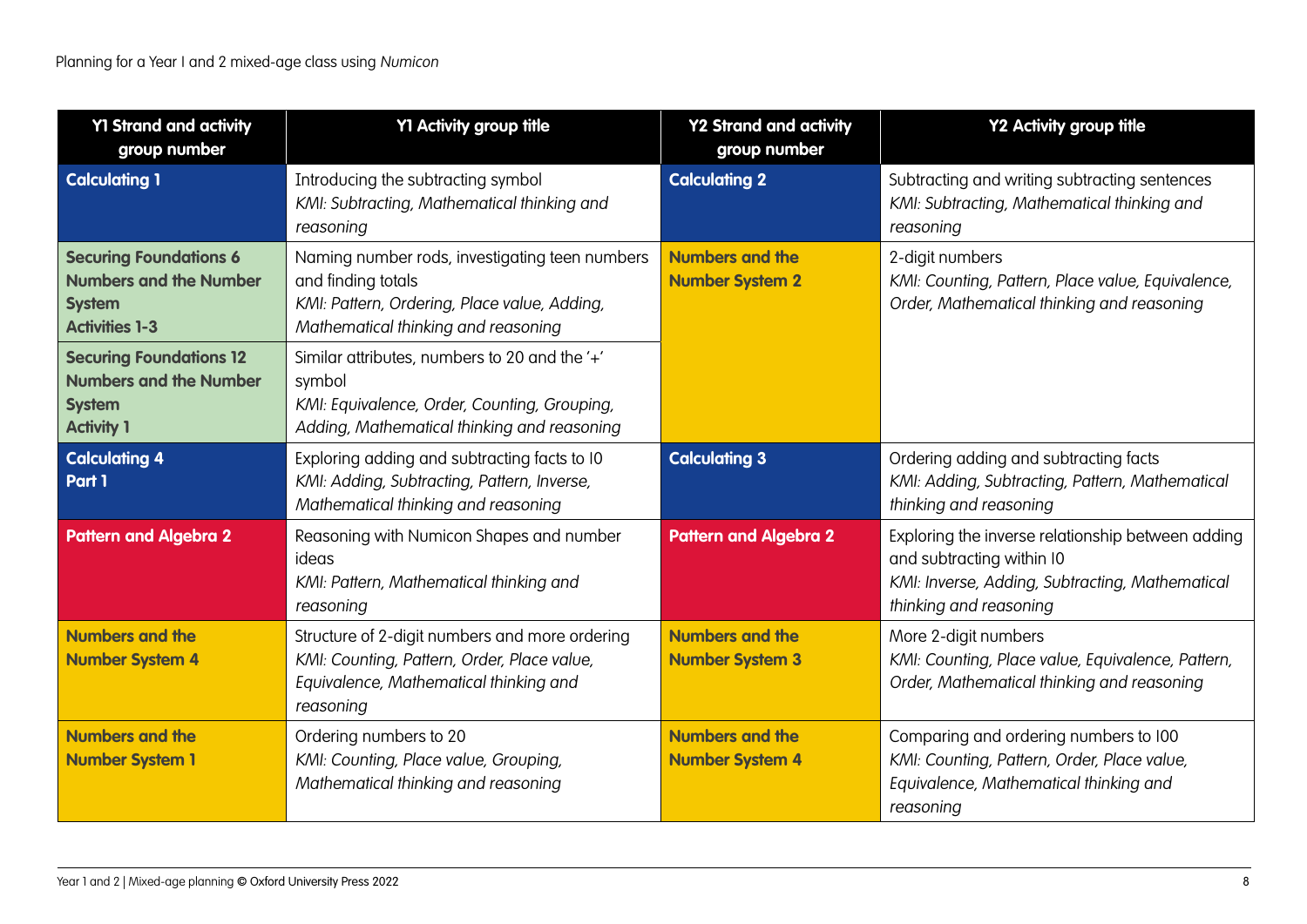| Y1 Strand and activity group number | Y1 Activity group title | Y2 Strand and activity group number | Y2 Activity group title |
|---|---|---|---|
| **Calculating 1** | Introducing the subtracting symbol<br>*KMI: Subtracting, Mathematical thinking and reasoning* | **Calculating 2** | Subtracting and writing subtracting sentences<br>*KMI: Subtracting, Mathematical thinking and reasoning* |
| **Securing Foundations 6 Numbers and the Number System Activities 1-3** | Naming number rods, investigating teen numbers and finding totals<br>*KMI: Pattern, Ordering, Place value, Adding, Mathematical thinking and reasoning* | **Numbers and the Number System 2** | 2-digit numbers<br>*KMI: Counting, Pattern, Place value, Equivalence, Order, Mathematical thinking and reasoning* |
| **Securing Foundations 12 Numbers and the Number System Activity 1** | Similar attributes, numbers to 20 and the '+' symbol<br>*KMI: Equivalence, Order, Counting, Grouping, Adding, Mathematical thinking and reasoning* | | |
| **Calculating 4 Part 1** | Exploring adding and subtracting facts to 10<br>*KMI: Adding, Subtracting, Pattern, Inverse, Mathematical thinking and reasoning* | **Calculating 3** | Ordering adding and subtracting facts<br>*KMI: Adding, Subtracting, Pattern, Mathematical thinking and reasoning* |
| **Pattern and Algebra 2** | Reasoning with Numicon Shapes and number ideas<br>*KMI: Pattern, Mathematical thinking and reasoning* | **Pattern and Algebra 2** | Exploring the inverse relationship between adding and subtracting within 10<br>*KMI: Inverse, Adding, Subtracting, Mathematical thinking and reasoning* |
| **Numbers and the Number System 4** | Structure of 2-digit numbers and more ordering<br>*KMI: Counting, Pattern, Order, Place value, Equivalence, Mathematical thinking and reasoning* | **Numbers and the Number System 3** | More 2-digit numbers<br>*KMI: Counting, Place value, Equivalence, Pattern, Order, Mathematical thinking and reasoning* |
| **Numbers and the Number System 1** | Ordering numbers to 20<br>*KMI: Counting, Place value, Grouping, Mathematical thinking and reasoning* | **Numbers and the Number System 4** | Comparing and ordering numbers to 100<br>*KMI: Counting, Pattern, Order, Place value, Equivalence, Mathematical thinking and reasoning* |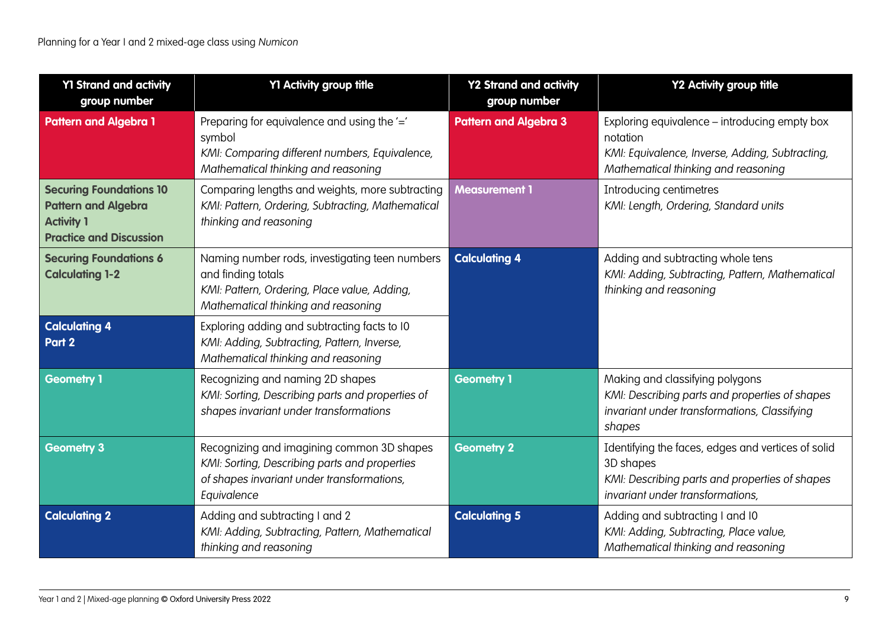Planning for a Year 1 and 2 mixed-age class using *Numicon*

| Y1 Strand and activity group number | Y1 Activity group title | Y2 Strand and activity group number | Y2 Activity group title |
|---|---|---|---|
| **Pattern and Algebra 1** | Preparing for equivalence and using the '=' symbol<br>*KMI: Comparing different numbers, Equivalence, Mathematical thinking and reasoning* | **Pattern and Algebra 3** | Exploring equivalence – introducing empty box notation<br>*KMI: Equivalence, Inverse, Adding, Subtracting, Mathematical thinking and reasoning* |
| **Securing Foundations 10 Pattern and Algebra Activity 1 Practice and Discussion** | Comparing lengths and weights, more subtracting<br>*KMI: Pattern, Ordering, Subtracting, Mathematical thinking and reasoning* | **Measurement 1** | Introducing centimetres<br>*KMI: Length, Ordering, Standard units* |
| **Securing Foundations 6 Calculating 1-2** | Naming number rods, investigating teen numbers and finding totals<br>*KMI: Pattern, Ordering, Place value, Adding, Mathematical thinking and reasoning* | **Calculating 4** | Adding and subtracting whole tens<br>*KMI: Adding, Subtracting, Pattern, Mathematical thinking and reasoning* |
| **Calculating 4 Part 2** | Exploring adding and subtracting facts to 10<br>*KMI: Adding, Subtracting, Pattern, Inverse, Mathematical thinking and reasoning* | | |
| **Geometry 1** | Recognizing and naming 2D shapes<br>*KMI: Sorting, Describing parts and properties of shapes invariant under transformations* | **Geometry 1** | Making and classifying polygons<br>*KMI: Describing parts and properties of shapes invariant under transformations, Classifying shapes* |
| **Geometry 3** | Recognizing and imagining common 3D shapes<br>*KMI: Sorting, Describing parts and properties of shapes invariant under transformations, Equivalence* | **Geometry 2** | Identifying the faces, edges and vertices of solid 3D shapes<br>*KMI: Describing parts and properties of shapes invariant under transformations,* |
| **Calculating 2** | Adding and subtracting 1 and 2<br>*KMI: Adding, Subtracting, Pattern, Mathematical thinking and reasoning* | **Calculating 5** | Adding and subtracting 1 and 10<br>*KMI: Adding, Subtracting, Place value, Mathematical thinking and reasoning* |

Year 1 and 2 | Mixed-age planning © Oxford University Press 2022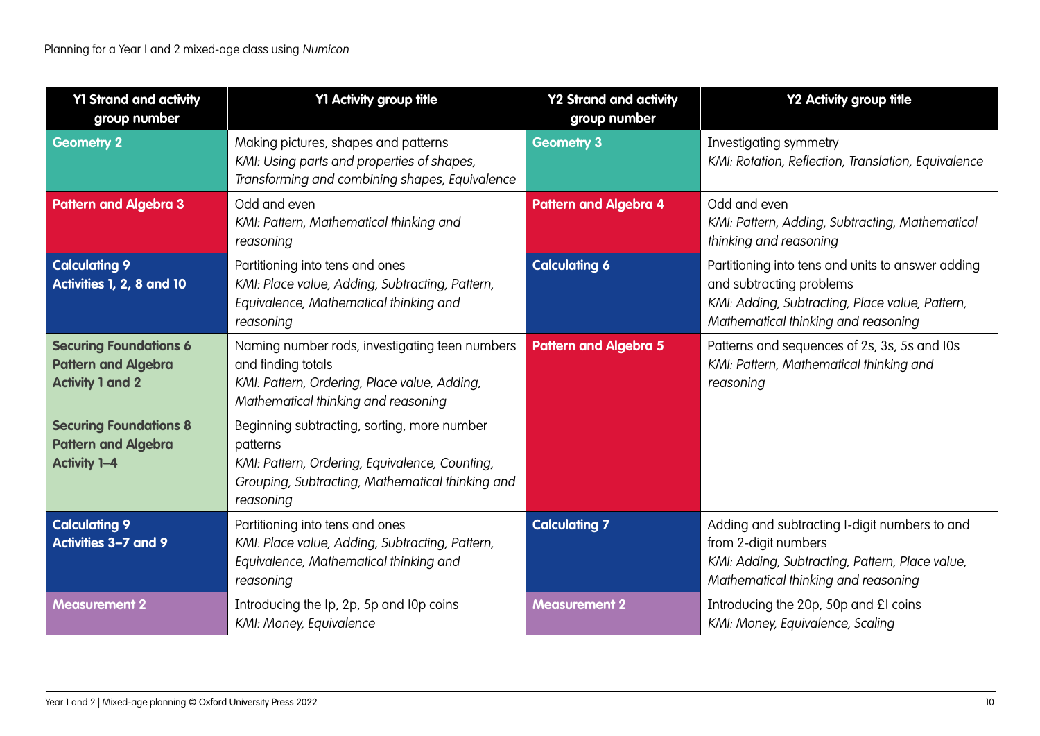Planning for a Year 1 and 2 mixed-age class using *Numicon*

| Y1 Strand and activity group number | Y1 Activity group title | Y2 Strand and activity group number | Y2 Activity group title |
|---|---|---|---|
| **Geometry 2** | Making pictures, shapes and patterns<br>*KMI: Using parts and properties of shapes, Transforming and combining shapes, Equivalence* | **Geometry 3** | Investigating symmetry<br>*KMI: Rotation, Reflection, Translation, Equivalence* |
| **Pattern and Algebra 3** | Odd and even<br>*KMI: Pattern, Mathematical thinking and reasoning* | **Pattern and Algebra 4** | Odd and even<br>*KMI: Pattern, Adding, Subtracting, Mathematical thinking and reasoning* |
| **Calculating 9**<br>**Activities 1, 2, 8 and 10** | Partitioning into tens and ones<br>*KMI: Place value, Adding, Subtracting, Pattern, Equivalence, Mathematical thinking and reasoning* | **Calculating 6** | Partitioning into tens and units to answer adding and subtracting problems<br>*KMI: Adding, Subtracting, Place value, Pattern, Mathematical thinking and reasoning* |
| **Securing Foundations 6**<br>**Pattern and Algebra**<br>**Activity 1 and 2** | Naming number rods, investigating teen numbers and finding totals<br>*KMI: Pattern, Ordering, Place value, Adding, Mathematical thinking and reasoning* | **Pattern and Algebra 5** | Patterns and sequences of 2s, 3s, 5s and 10s<br>*KMI: Pattern, Mathematical thinking and reasoning* |
| **Securing Foundations 8**<br>**Pattern and Algebra**<br>**Activity 1–4** | Beginning subtracting, sorting, more number patterns<br>*KMI: Pattern, Ordering, Equivalence, Counting, Grouping, Subtracting, Mathematical thinking and reasoning* | | |
| **Calculating 9**<br>**Activities 3–7 and 9** | Partitioning into tens and ones<br>*KMI: Place value, Adding, Subtracting, Pattern, Equivalence, Mathematical thinking and reasoning* | **Calculating 7** | Adding and subtracting 1-digit numbers to and from 2-digit numbers<br>*KMI: Adding, Subtracting, Pattern, Place value, Mathematical thinking and reasoning* |
| **Measurement 2** | Introducing the 1p, 2p, 5p and 10p coins<br>*KMI: Money, Equivalence* | **Measurement 2** | Introducing the 20p, 50p and £1 coins<br>*KMI: Money, Equivalence, Scaling* |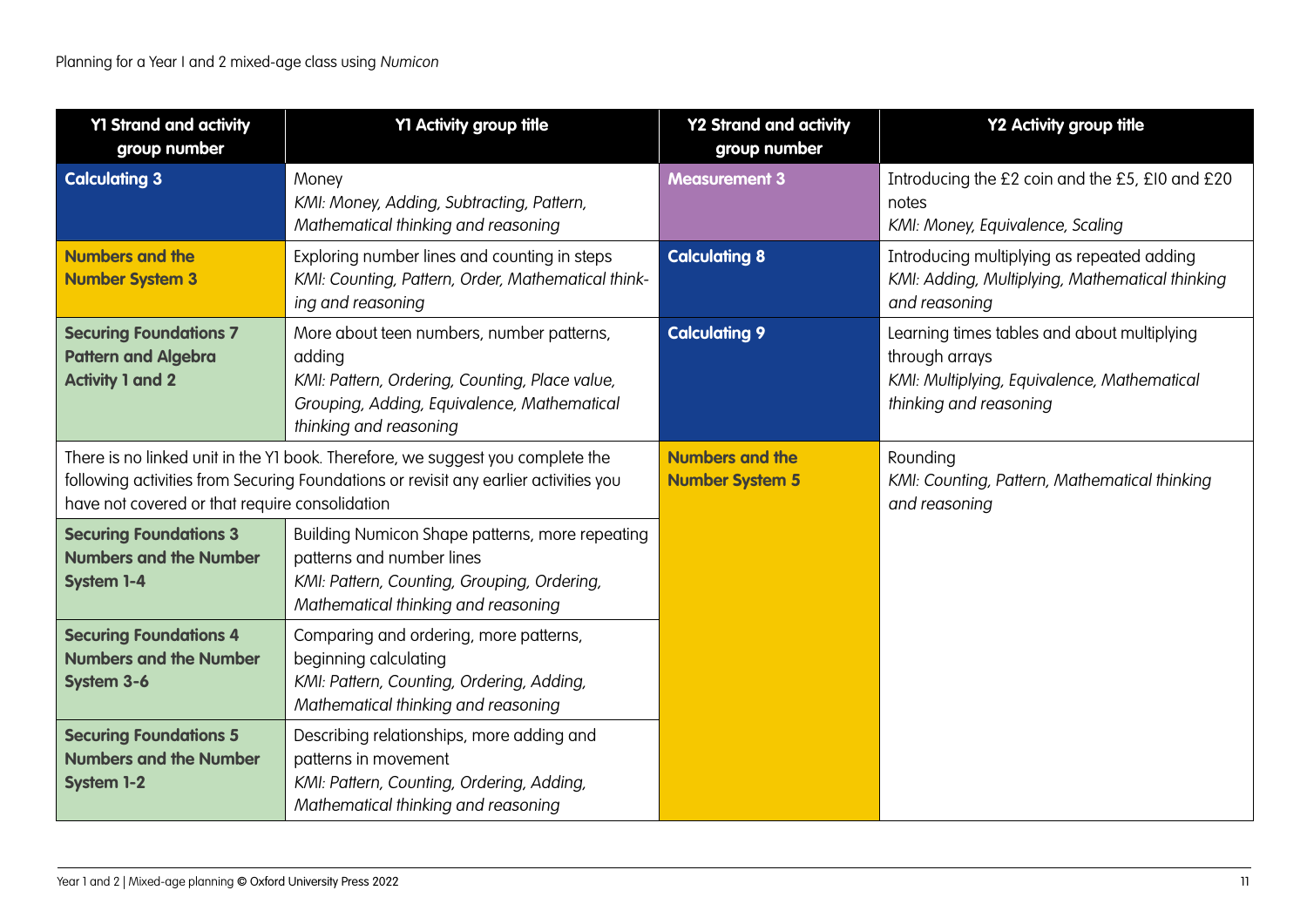| Y1 Strand and activity group number | Y1 Activity group title | Y2 Strand and activity group number | Y2 Activity group title |
|---|---|---|---|
| **Calculating 3** | Money<br>*KMI: Money, Adding, Subtracting, Pattern, Mathematical thinking and reasoning* | **Measurement 3** | Introducing the £2 coin and the £5, £10 and £20 notes<br>*KMI: Money, Equivalence, Scaling* |
| **Numbers and the Number System 3** | Exploring number lines and counting in steps<br>*KMI: Counting, Pattern, Order, Mathematical thinking and reasoning* | **Calculating 8** | Introducing multiplying as repeated adding<br>*KMI: Adding, Multiplying, Mathematical thinking and reasoning* |
| **Securing Foundations 7 Pattern and Algebra Activity 1 and 2** | More about teen numbers, number patterns, adding<br>*KMI: Pattern, Ordering, Counting, Place value, Grouping, Adding, Equivalence, Mathematical thinking and reasoning* | **Calculating 9** | Learning times tables and about multiplying through arrays<br>*KMI: Multiplying, Equivalence, Mathematical thinking and reasoning* |
| There is no linked unit in the Y1 book. Therefore, we suggest you complete the following activities from Securing Foundations or revisit any earlier activities you have not covered or that require consolidation | | **Numbers and the Number System 5** | Rounding<br>*KMI: Counting, Pattern, Mathematical thinking and reasoning* |
| **Securing Foundations 3 Numbers and the Number System 1-4** | Building Numicon Shape patterns, more repeating patterns and number lines<br>*KMI: Pattern, Counting, Grouping, Ordering, Mathematical thinking and reasoning* | | |
| **Securing Foundations 4 Numbers and the Number System 3-6** | Comparing and ordering, more patterns, beginning calculating<br>*KMI: Pattern, Counting, Ordering, Adding, Mathematical thinking and reasoning* | | |
| **Securing Foundations 5 Numbers and the Number System 1-2** | Describing relationships, more adding and patterns in movement<br>*KMI: Pattern, Counting, Ordering, Adding, Mathematical thinking and reasoning* | | |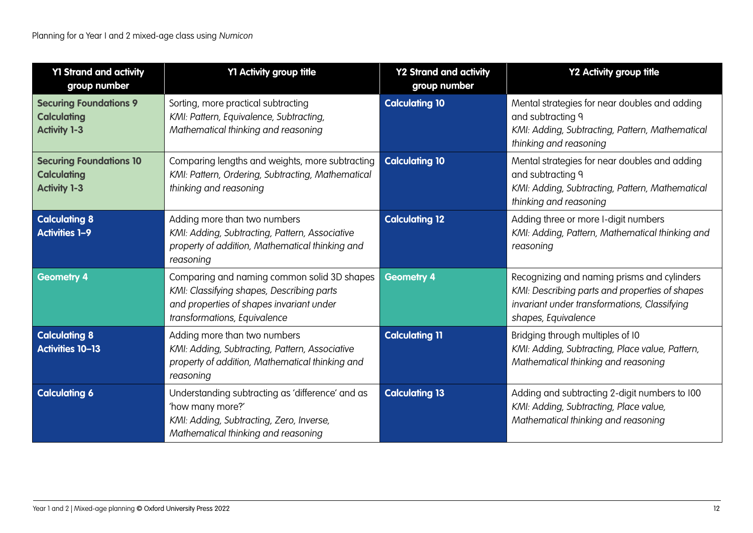| Y1 Strand and activity group number | Y1 Activity group title | Y2 Strand and activity group number | Y2 Activity group title |
|---|---|---|---|
| **Securing Foundations 9 Calculating Activity 1-3** | Sorting, more practical subtracting *KMI: Pattern, Equivalence, Subtracting, Mathematical thinking and reasoning* | **Calculating 10** | Mental strategies for near doubles and adding and subtracting 9 *KMI: Adding, Subtracting, Pattern, Mathematical thinking and reasoning* |
| **Securing Foundations 10 Calculating Activity 1-3** | Comparing lengths and weights, more subtracting *KMI: Pattern, Ordering, Subtracting, Mathematical thinking and reasoning* | **Calculating 10** | Mental strategies for near doubles and adding and subtracting 9 *KMI: Adding, Subtracting, Pattern, Mathematical thinking and reasoning* |
| **Calculating 8 Activities 1–9** | Adding more than two numbers *KMI: Adding, Subtracting, Pattern, Associative property of addition, Mathematical thinking and reasoning* | **Calculating 12** | Adding three or more 1-digit numbers *KMI: Adding, Pattern, Mathematical thinking and reasoning* |
| **Geometry 4** | Comparing and naming common solid 3D shapes *KMI: Classifying shapes, Describing parts and properties of shapes invariant under transformations, Equivalence* | **Geometry 4** | Recognizing and naming prisms and cylinders *KMI: Describing parts and properties of shapes invariant under transformations, Classifying shapes, Equivalence* |
| **Calculating 8 Activities 10–13** | Adding more than two numbers *KMI: Adding, Subtracting, Pattern, Associative property of addition, Mathematical thinking and reasoning* | **Calculating 11** | Bridging through multiples of 10 *KMI: Adding, Subtracting, Place value, Pattern, Mathematical thinking and reasoning* |
| **Calculating 6** | Understanding subtracting as 'difference' and as 'how many more?' *KMI: Adding, Subtracting, Zero, Inverse, Mathematical thinking and reasoning* | **Calculating 13** | Adding and subtracting 2-digit numbers to 100 *KMI: Adding, Subtracting, Place value, Mathematical thinking and reasoning* |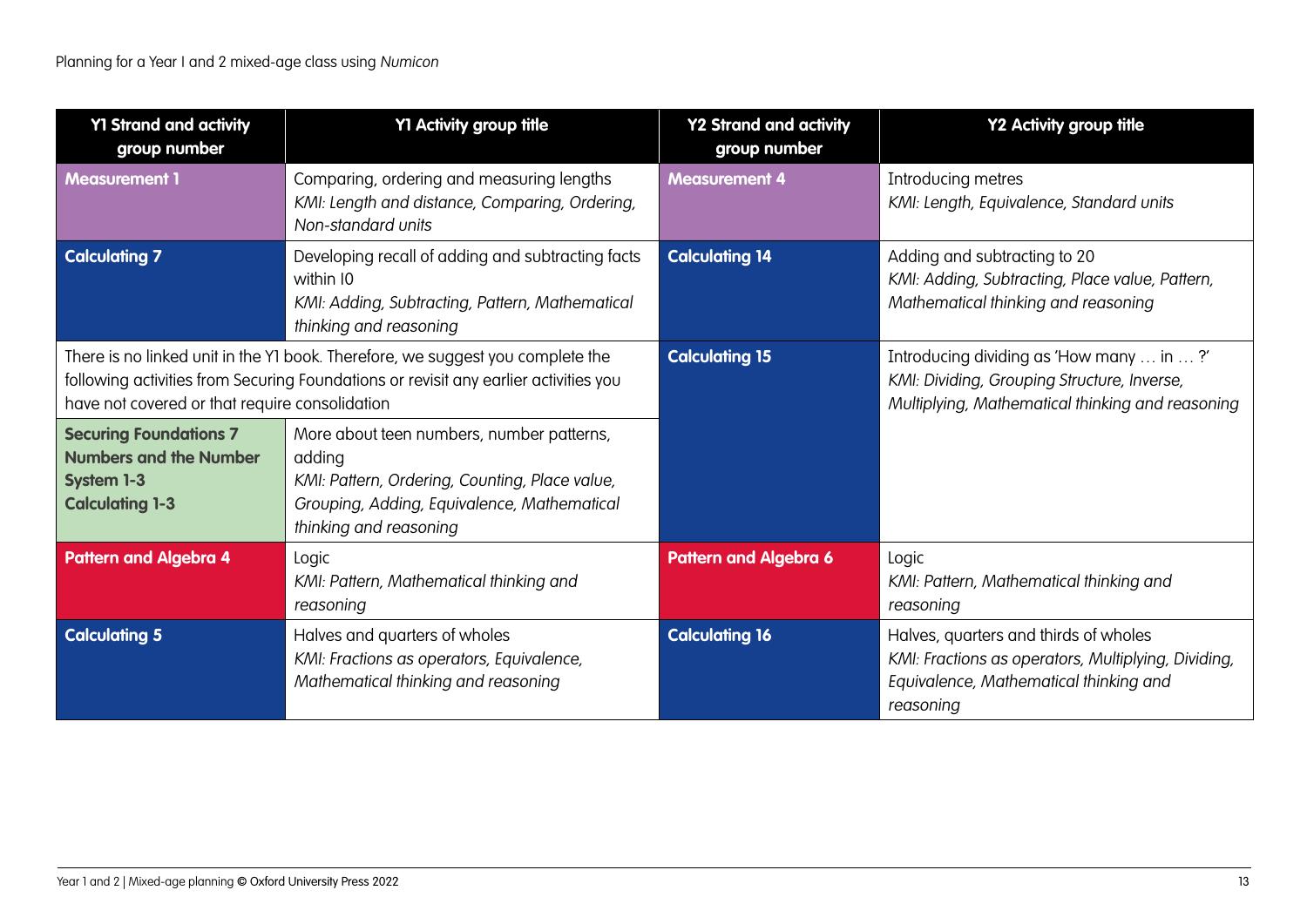| Y1 Strand and activity group number | Y1 Activity group title | Y2 Strand and activity group number | Y2 Activity group title |
|---|---|---|---|
| **Measurement 1** | Comparing, ordering and measuring lengths *KMI: Length and distance, Comparing, Ordering, Non-standard units* | **Measurement 4** | Introducing metres *KMI: Length, Equivalence, Standard units* |
| **Calculating 7** | Developing recall of adding and subtracting facts within 10 *KMI: Adding, Subtracting, Pattern, Mathematical thinking and reasoning* | **Calculating 14** | Adding and subtracting to 20 *KMI: Adding, Subtracting, Place value, Pattern, Mathematical thinking and reasoning* |
| There is no linked unit in the Y1 book. Therefore, we suggest you complete the following activities from Securing Foundations or revisit any earlier activities you have not covered or that require consolidation | | **Calculating 15** | Introducing dividing as 'How many … in … ?' *KMI: Dividing, Grouping Structure, Inverse, Multiplying, Mathematical thinking and reasoning* |
| **Securing Foundations 7 Numbers and the Number System 1-3 Calculating 1-3** | More about teen numbers, number patterns, adding *KMI: Pattern, Ordering, Counting, Place value, Grouping, Adding, Equivalence, Mathematical thinking and reasoning* | | |
| **Pattern and Algebra 4** | Logic *KMI: Pattern, Mathematical thinking and reasoning* | **Pattern and Algebra 6** | Logic *KMI: Pattern, Mathematical thinking and reasoning* |
| **Calculating 5** | Halves and quarters of wholes *KMI: Fractions as operators, Equivalence, Mathematical thinking and reasoning* | **Calculating 16** | Halves, quarters and thirds of wholes *KMI: Fractions as operators, Multiplying, Dividing, Equivalence, Mathematical thinking and reasoning* |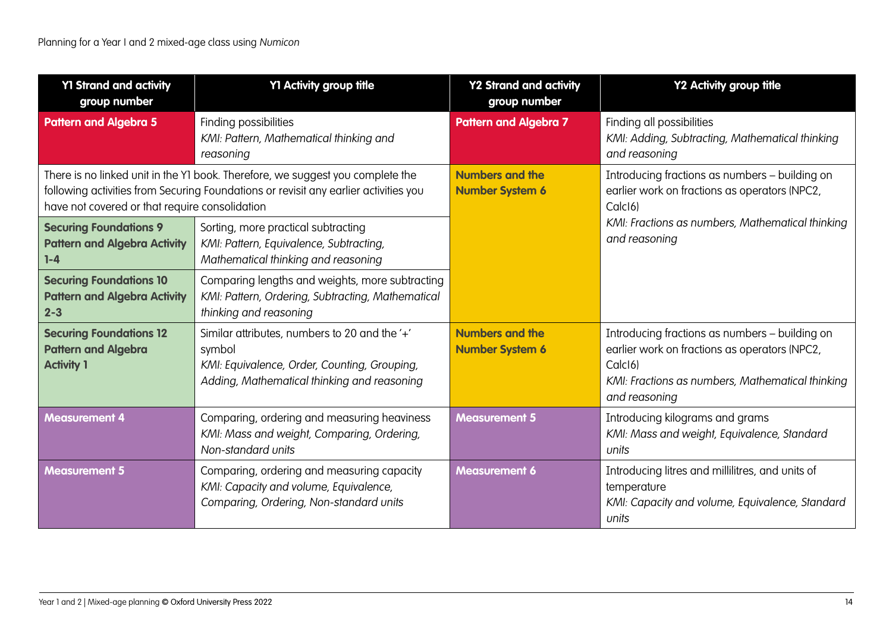Planning for a Year 1 and 2 mixed-age class using *Numicon*

| Y1 Strand and activity group number | Y1 Activity group title | Y2 Strand and activity group number | Y2 Activity group title |
|---|---|---|---|
| **Pattern and Algebra 5** | Finding possibilities<br>*KMI: Pattern, Mathematical thinking and reasoning* | **Pattern and Algebra 7** | Finding all possibilities<br>*KMI: Adding, Subtracting, Mathematical thinking and reasoning* |
| There is no linked unit in the Y1 book. Therefore, we suggest you complete the following activities from Securing Foundations or revisit any earlier activities you have not covered or that require consolidation | | **Numbers and the Number System 6** | Introducing fractions as numbers – building on earlier work on fractions as operators (NPC2, Calc16)<br>*KMI: Fractions as numbers, Mathematical thinking and reasoning* |
| **Securing Foundations 9 Pattern and Algebra Activity 1-4** | Sorting, more practical subtracting<br>*KMI: Pattern, Equivalence, Subtracting, Mathematical thinking and reasoning* | | |
| **Securing Foundations 10 Pattern and Algebra Activity 2-3** | Comparing lengths and weights, more subtracting<br>*KMI: Pattern, Ordering, Subtracting, Mathematical thinking and reasoning* | | |
| **Securing Foundations 12 Pattern and Algebra Activity 1** | Similar attributes, numbers to 20 and the '+' symbol<br>*KMI: Equivalence, Order, Counting, Grouping, Adding, Mathematical thinking and reasoning* | **Numbers and the Number System 6** | Introducing fractions as numbers – building on earlier work on fractions as operators (NPC2, Calc16)<br>*KMI: Fractions as numbers, Mathematical thinking and reasoning* |
| **Measurement 4** | Comparing, ordering and measuring heaviness<br>*KMI: Mass and weight, Comparing, Ordering, Non-standard units* | **Measurement 5** | Introducing kilograms and grams<br>*KMI: Mass and weight, Equivalence, Standard units* |
| **Measurement 5** | Comparing, ordering and measuring capacity<br>*KMI: Capacity and volume, Equivalence, Comparing, Ordering, Non-standard units* | **Measurement 6** | Introducing litres and millilitres, and units of temperature<br>*KMI: Capacity and volume, Equivalence, Standard units* |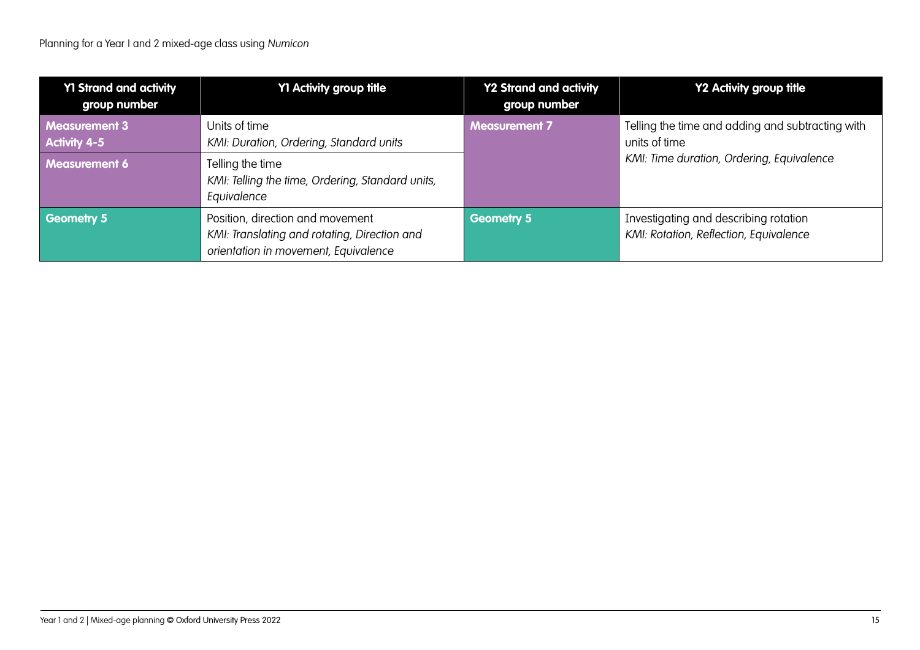| Y1 Strand and activity group number | Y1 Activity group title | Y2 Strand and activity group number | Y2 Activity group title |
|---|---|---|---|
| **Measurement 3 Activity 4-5** | Units of time *KMI: Duration, Ordering, Standard units* | **Measurement 7** | Telling the time and adding and subtracting with units of time *KMI: Time duration, Ordering, Equivalence* |
| **Measurement 6** | Telling the time *KMI: Telling the time, Ordering, Standard units, Equivalence* | | |
| **Geometry 5** | Position, direction and movement *KMI: Translating and rotating, Direction and orientation in movement, Equivalence* | **Geometry 5** | Investigating and describing rotation *KMI: Rotation, Reflection, Equivalence* |